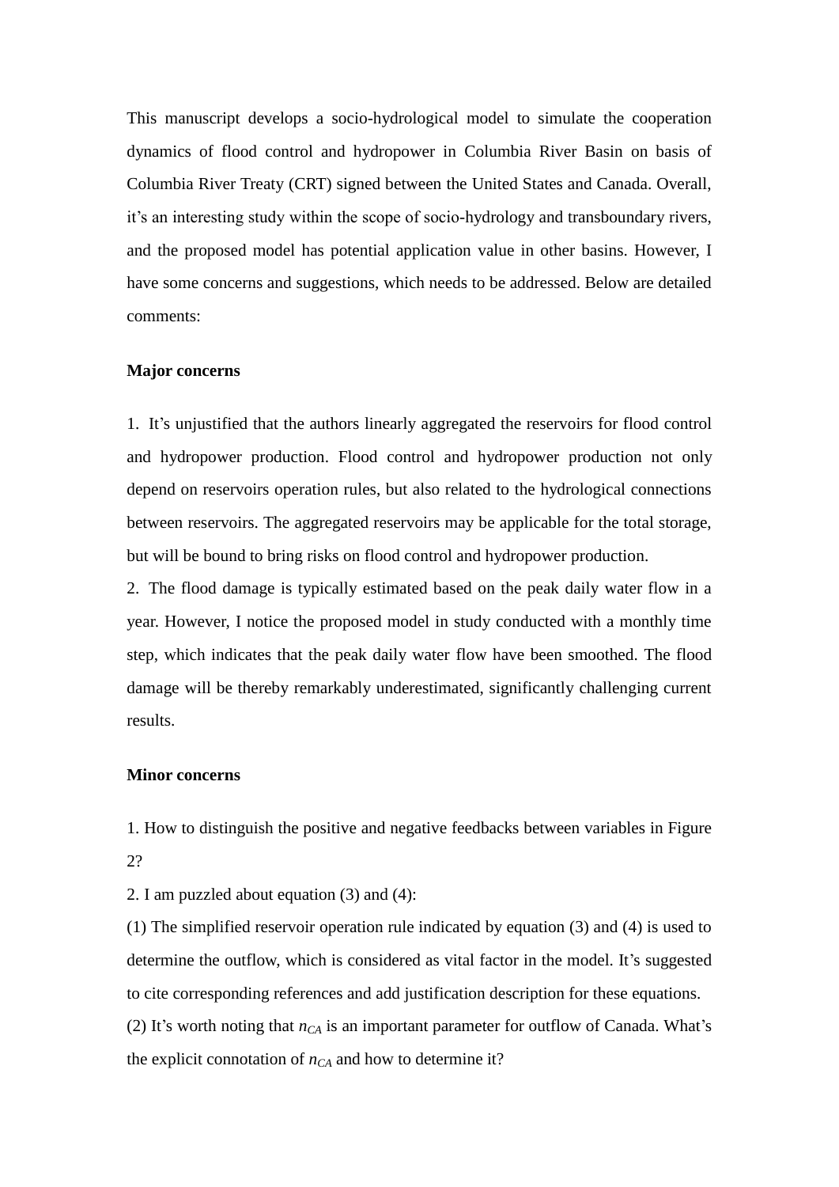This manuscript develops a socio-hydrological model to simulate the cooperation dynamics of flood control and hydropower in Columbia River Basin on basis of Columbia River Treaty (CRT) signed between the United States and Canada. Overall, it's an interesting study within the scope of socio-hydrology and transboundary rivers, and the proposed model has potential application value in other basins. However, I have some concerns and suggestions, which needs to be addressed. Below are detailed comments:

**Major concerns**

1. It's unjustified that the authors linearly aggregated the reservoirs for flood control and hydropower production. Flood control and hydropower production not only depend on reservoirs operation rules, but also related to the hydrological connections between reservoirs. The aggregated reservoirs may be applicable for the total storage, but will be bound to bring risks on flood control and hydropower production.
2. The flood damage is typically estimated based on the peak daily water flow in a year. However, I notice the proposed model in study conducted with a monthly time step, which indicates that the peak daily water flow have been smoothed. The flood damage will be thereby remarkably underestimated, significantly challenging current results.

**Minor concerns**

1. How to distinguish the positive and negative feedbacks between variables in Figure 2?
2. I am puzzled about equation (3) and (4):

(1) The simplified reservoir operation rule indicated by equation (3) and (4) is used to determine the outflow, which is considered as vital factor in the model. It's suggested to cite corresponding references and add justification description for these equations.

(2) It's worth noting that $n_{CA}$ is an important parameter for outflow of Canada. What's the explicit connotation of $n_{CA}$ and how to determine it?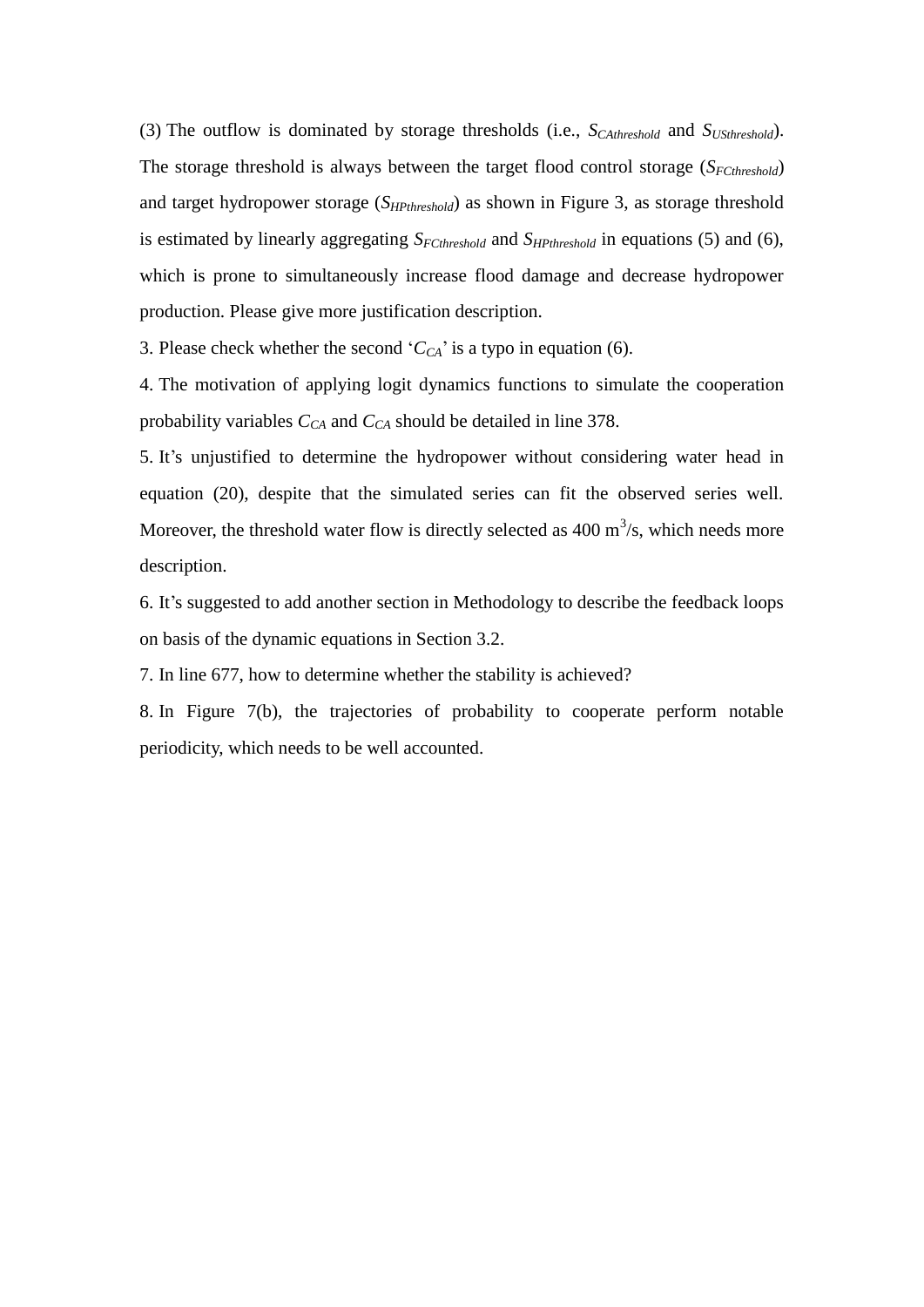(3) The outflow is dominated by storage thresholds (i.e., $S_{CAthreshold}$ and $S_{USthreshold}$). The storage threshold is always between the target flood control storage ($S_{FCthreshold}$) and target hydropower storage ($S_{HPthreshold}$) as shown in Figure 3, as storage threshold is estimated by linearly aggregating $S_{FCthreshold}$ and $S_{HPthreshold}$ in equations (5) and (6), which is prone to simultaneously increase flood damage and decrease hydropower production. Please give more justification description.

3. Please check whether the second '$C_{CA}$' is a typo in equation (6).

4. The motivation of applying logit dynamics functions to simulate the cooperation probability variables $C_{CA}$ and $C_{CA}$ should be detailed in line 378.

5. It's unjustified to determine the hydropower without considering water head in equation (20), despite that the simulated series can fit the observed series well. Moreover, the threshold water flow is directly selected as 400 $m^3/s$, which needs more description.

6. It's suggested to add another section in Methodology to describe the feedback loops on basis of the dynamic equations in Section 3.2.

7. In line 677, how to determine whether the stability is achieved?

8. In Figure 7(b), the trajectories of probability to cooperate perform notable periodicity, which needs to be well accounted.